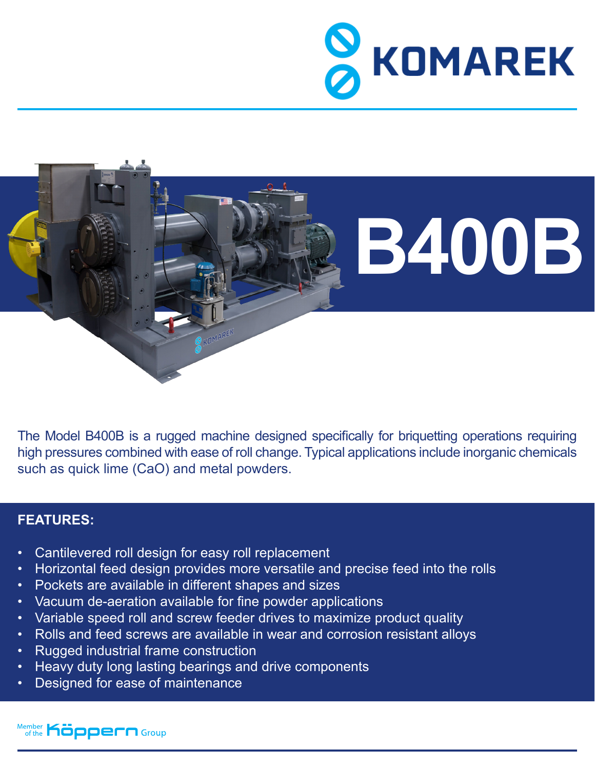# KOMAREK

# B400B

The Model B400B is a rugged machine designed specifically for briquetting operations requiring high pressures combined with ease of roll change. Typical applications include inorganic chemicals such as quick lime (CaO) and metal powders.

## FEATURES:

- Cantilevered roll design for easy roll replacement
- Horizontal feed design provides more versatile and precise feed into the rolls
- Pockets are available in different shapes and sizes
- Vacuum de-aeration available for fine powder applications
- Variable speed roll and screw feeder drives to maximize product quality
- Rolls and feed screws are available in wear and corrosion resistant alloys
- Rugged industrial frame construction
- Heavy duty long lasting bearings and drive components
- Designed for ease of maintenance

Member of the Köppern Group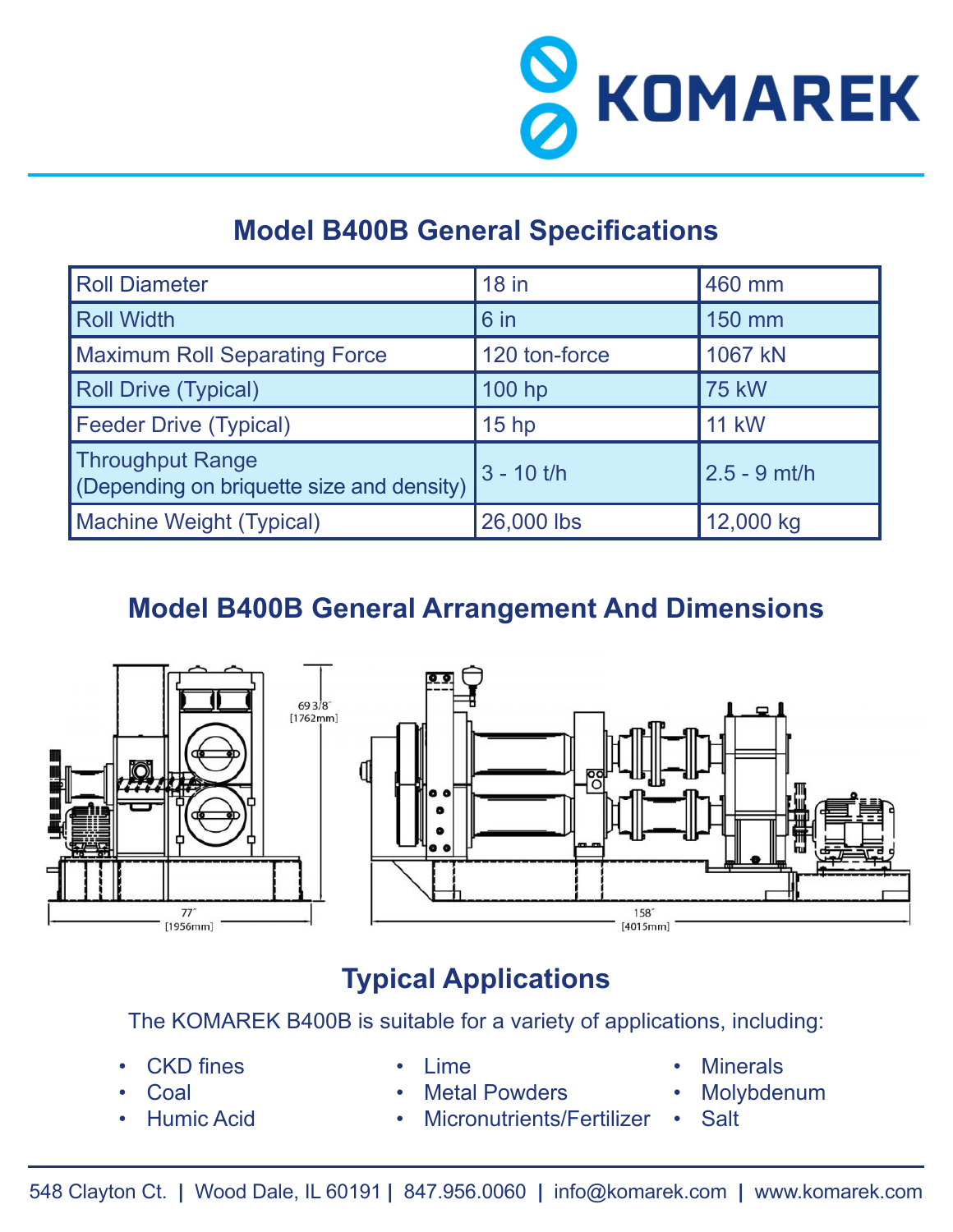# KOMAREK

## Model B400B General Specifications

| | | |
|---|---|---|
| Roll Diameter | 18 in | 460 mm |
| Roll Width | 6 in | 150 mm |
| Maximum Roll Separating Force | 120 ton-force | 1067 kN |
| Roll Drive (Typical) | 100 hp | 75 kW |
| Feeder Drive (Typical) | 15 hp | 11 kW |
| Throughput Range (Depending on briquette size and density) | 3 - 10 t/h | 2.5 - 9 mt/h |
| Machine Weight (Typical) | 26,000 lbs | 12,000 kg |

## Model B400B General Arrangement And Dimensions

69 3/8"
[1762mm]

77"
[1956mm]

158"
[4015mm]

## Typical Applications

The KOMAREK B400B is suitable for a variety of applications, including:

- CKD fines
- Coal
- Humic Acid
- Lime
- Metal Powders
- Micronutrients/Fertilizer
- Minerals
- Molybdenum
- Salt

548 Clayton Ct. | Wood Dale, IL 60191 | 847.956.0060 | info@komarek.com | www.komarek.com